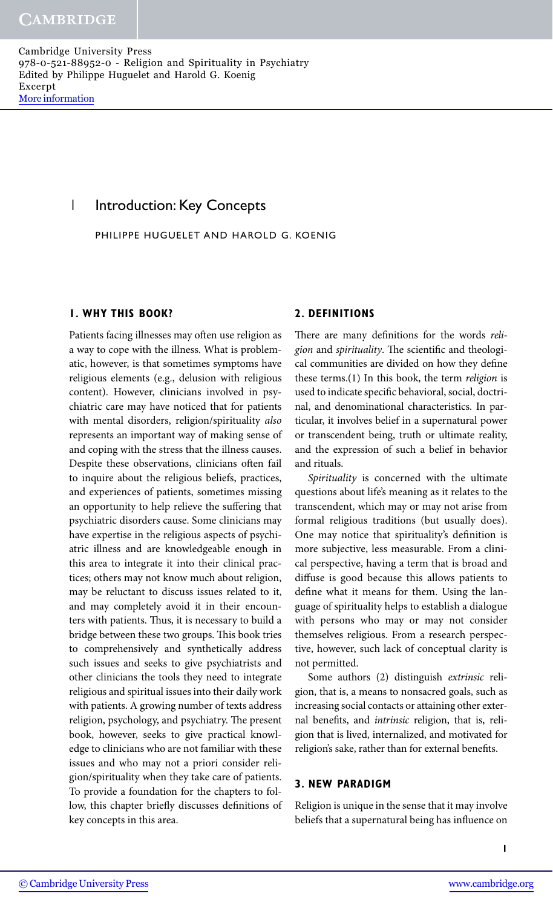# 1 Introduction: Key Concepts

PHILIPPE HUGUELET AND HAROLD G. KOENIG

## 1. WHY THIS BOOK?

Patients facing illnesses may often use religion as a way to cope with the illness. What is problematic, however, is that sometimes symptoms have religious elements (e.g., delusion with religious content). However, clinicians involved in psychiatric care may have noticed that for patients with mental disorders, religion/spirituality *also* represents an important way of making sense of and coping with the stress that the illness causes. Despite these observations, clinicians often fail to inquire about the religious beliefs, practices, and experiences of patients, sometimes missing an opportunity to help relieve the suffering that psychiatric disorders cause. Some clinicians may have expertise in the religious aspects of psychiatric illness and are knowledgeable enough in this area to integrate it into their clinical practices; others may not know much about religion, may be reluctant to discuss issues related to it, and may completely avoid it in their encounters with patients. Thus, it is necessary to build a bridge between these two groups. This book tries to comprehensively and synthetically address such issues and seeks to give psychiatrists and other clinicians the tools they need to integrate religious and spiritual issues into their daily work with patients. A growing number of texts address religion, psychology, and psychiatry. The present book, however, seeks to give practical knowledge to clinicians who are not familiar with these issues and who may not a priori consider religion/spirituality when they take care of patients. To provide a foundation for the chapters to follow, this chapter briefly discusses definitions of key concepts in this area.

## 2. DEFINITIONS

There are many definitions for the words *religion* and *spirituality*. The scientific and theological communities are divided on how they define these terms.(1) In this book, the term *religion* is used to indicate specific behavioral, social, doctrinal, and denominational characteristics. In particular, it involves belief in a supernatural power or transcendent being, truth or ultimate reality, and the expression of such a belief in behavior and rituals.

*Spirituality* is concerned with the ultimate questions about life's meaning as it relates to the transcendent, which may or may not arise from formal religious traditions (but usually does). One may notice that spirituality's definition is more subjective, less measurable. From a clinical perspective, having a term that is broad and diffuse is good because this allows patients to define what it means for them. Using the language of spirituality helps to establish a dialogue with persons who may or may not consider themselves religious. From a research perspective, however, such lack of conceptual clarity is not permitted.

Some authors (2) distinguish *extrinsic* religion, that is, a means to nonsacred goals, such as increasing social contacts or attaining other external benefits, and *intrinsic* religion, that is, religion that is lived, internalized, and motivated for religion's sake, rather than for external benefits.

## 3. NEW PARADIGM

Religion is unique in the sense that it may involve beliefs that a supernatural being has influence on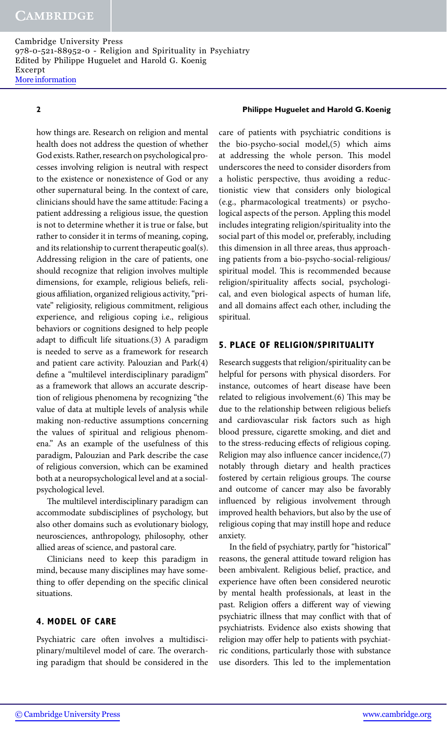how things are. Research on religion and mental health does not address the question of whether God exists. Rather, research on psychological processes involving religion is neutral with respect to the existence or nonexistence of God or any other supernatural being. In the context of care, clinicians should have the same attitude: Facing a patient addressing a religious issue, the question is not to determine whether it is true or false, but rather to consider it in terms of meaning, coping, and its relationship to current therapeutic goal(s). Addressing religion in the care of patients, one should recognize that religion involves multiple dimensions, for example, religious beliefs, religious affiliation, organized religious activity, "private" religiosity, religious commitment, religious experience, and religious coping i.e., religious behaviors or cognitions designed to help people adapt to difficult life situations.(3) A paradigm is needed to serve as a framework for research and patient care activity. Palouzian and Park(4) define a "multilevel interdisciplinary paradigm" as a framework that allows an accurate description of religious phenomena by recognizing "the value of data at multiple levels of analysis while making non-reductive assumptions concerning the values of spiritual and religious phenomena." As an example of the usefulness of this paradigm, Palouzian and Park describe the case of religious conversion, which can be examined both at a neuropsychological level and at a social-psychological level.

The multilevel interdisciplinary paradigm can accommodate subdisciplines of psychology, but also other domains such as evolutionary biology, neurosciences, anthropology, philosophy, other allied areas of science, and pastoral care.

Clinicians need to keep this paradigm in mind, because many disciplines may have something to offer depending on the specific clinical situations.

## 4. MODEL OF CARE

Psychiatric care often involves a multidisciplinary/multilevel model of care. The overarching paradigm that should be considered in the care of patients with psychiatric conditions is the bio-psycho-social model,(5) which aims at addressing the whole person. This model underscores the need to consider disorders from a holistic perspective, thus avoiding a reductionistic view that considers only biological (e.g., pharmacological treatments) or psychological aspects of the person. Appling this model includes integrating religion/spirituality into the social part of this model or, preferably, including this dimension in all three areas, thus approaching patients from a bio-psycho-social-religious/spiritual model. This is recommended because religion/spirituality affects social, psychological, and even biological aspects of human life, and all domains affect each other, including the spiritual.

## 5. PLACE OF RELIGION/SPIRITUALITY

Research suggests that religion/spirituality can be helpful for persons with physical disorders. For instance, outcomes of heart disease have been related to religious involvement.(6) This may be due to the relationship between religious beliefs and cardiovascular risk factors such as high blood pressure, cigarette smoking, and diet and to the stress-reducing effects of religious coping. Religion may also influence cancer incidence,(7) notably through dietary and health practices fostered by certain religious groups. The course and outcome of cancer may also be favorably influenced by religious involvement through improved health behaviors, but also by the use of religious coping that may instill hope and reduce anxiety.

In the field of psychiatry, partly for "historical" reasons, the general attitude toward religion has been ambivalent. Religious belief, practice, and experience have often been considered neurotic by mental health professionals, at least in the past. Religion offers a different way of viewing psychiatric illness that may conflict with that of psychiatrists. Evidence also exists showing that religion may offer help to patients with psychiatric conditions, particularly those with substance use disorders. This led to the implementation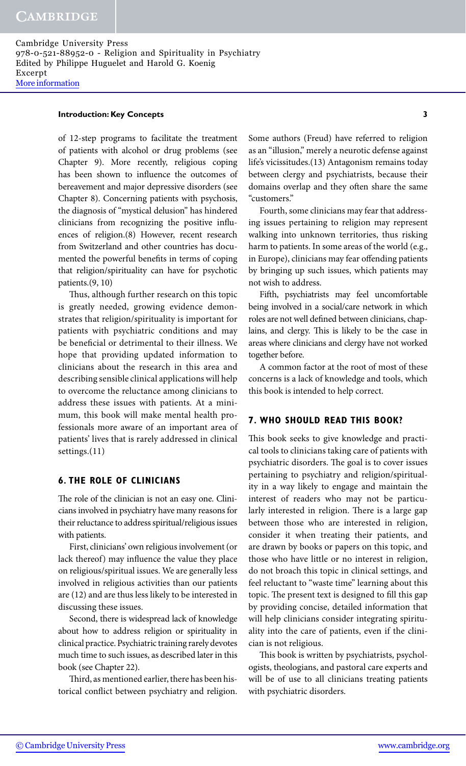of 12-step programs to facilitate the treatment of patients with alcohol or drug problems (see Chapter 9). More recently, religious coping has been shown to influence the outcomes of bereavement and major depressive disorders (see Chapter 8). Concerning patients with psychosis, the diagnosis of "mystical delusion" has hindered clinicians from recognizing the positive influences of religion.(8) However, recent research from Switzerland and other countries has documented the powerful benefits in terms of coping that religion/spirituality can have for psychotic patients.(9, 10)

Thus, although further research on this topic is greatly needed, growing evidence demonstrates that religion/spirituality is important for patients with psychiatric conditions and may be beneficial or detrimental to their illness. We hope that providing updated information to clinicians about the research in this area and describing sensible clinical applications will help to overcome the reluctance among clinicians to address these issues with patients. At a minimum, this book will make mental health professionals more aware of an important area of patients' lives that is rarely addressed in clinical settings.(11)

## 6. THE ROLE OF CLINICIANS

The role of the clinician is not an easy one. Clinicians involved in psychiatry have many reasons for their reluctance to address spiritual/religious issues with patients.

First, clinicians' own religious involvement (or lack thereof) may influence the value they place on religious/spiritual issues. We are generally less involved in religious activities than our patients are (12) and are thus less likely to be interested in discussing these issues.

Second, there is widespread lack of knowledge about how to address religion or spirituality in clinical practice. Psychiatric training rarely devotes much time to such issues, as described later in this book (see Chapter 22).

Third, as mentioned earlier, there has been historical conflict between psychiatry and religion. Some authors (Freud) have referred to religion as an "illusion," merely a neurotic defense against life's vicissitudes.(13) Antagonism remains today between clergy and psychiatrists, because their domains overlap and they often share the same "customers."

Fourth, some clinicians may fear that addressing issues pertaining to religion may represent walking into unknown territories, thus risking harm to patients. In some areas of the world (e.g., in Europe), clinicians may fear offending patients by bringing up such issues, which patients may not wish to address.

Fifth, psychiatrists may feel uncomfortable being involved in a social/care network in which roles are not well defined between clinicians, chaplains, and clergy. This is likely to be the case in areas where clinicians and clergy have not worked together before.

A common factor at the root of most of these concerns is a lack of knowledge and tools, which this book is intended to help correct.

## 7. WHO SHOULD READ THIS BOOK?

This book seeks to give knowledge and practical tools to clinicians taking care of patients with psychiatric disorders. The goal is to cover issues pertaining to psychiatry and religion/spirituality in a way likely to engage and maintain the interest of readers who may not be particularly interested in religion. There is a large gap between those who are interested in religion, consider it when treating their patients, and are drawn by books or papers on this topic, and those who have little or no interest in religion, do not broach this topic in clinical settings, and feel reluctant to "waste time" learning about this topic. The present text is designed to fill this gap by providing concise, detailed information that will help clinicians consider integrating spirituality into the care of patients, even if the clinician is not religious.

This book is written by psychiatrists, psychologists, theologians, and pastoral care experts and will be of use to all clinicians treating patients with psychiatric disorders.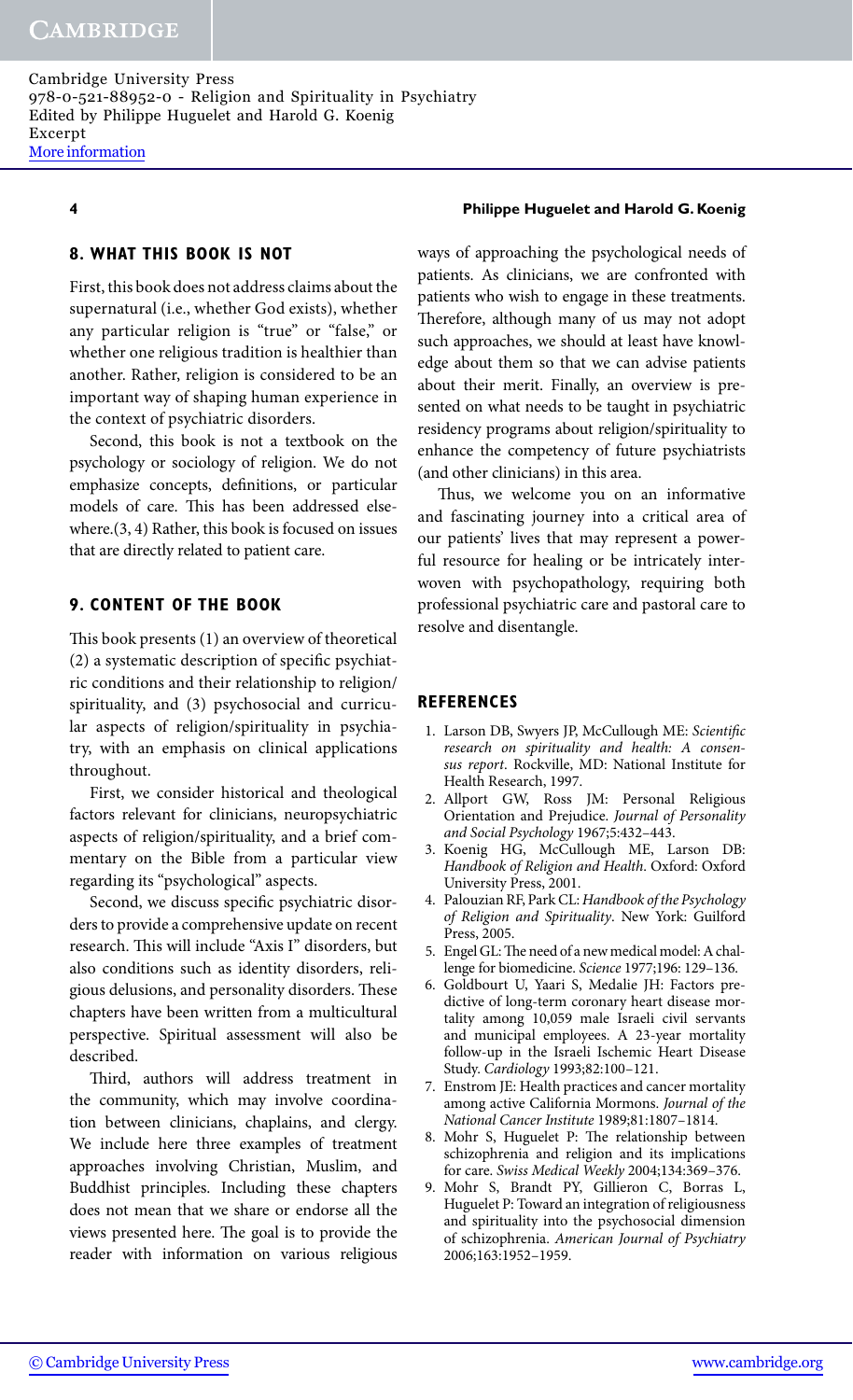## 8. WHAT THIS BOOK IS NOT

First, this book does not address claims about the supernatural (i.e., whether God exists), whether any particular religion is "true" or "false," or whether one religious tradition is healthier than another. Rather, religion is considered to be an important way of shaping human experience in the context of psychiatric disorders.

Second, this book is not a textbook on the psychology or sociology of religion. We do not emphasize concepts, definitions, or particular models of care. This has been addressed elsewhere.(3, 4) Rather, this book is focused on issues that are directly related to patient care.

## 9. CONTENT OF THE BOOK

This book presents (1) an overview of theoretical (2) a systematic description of specific psychiatric conditions and their relationship to religion/spirituality, and (3) psychosocial and curricular aspects of religion/spirituality in psychiatry, with an emphasis on clinical applications throughout.

First, we consider historical and theological factors relevant for clinicians, neuropsychiatric aspects of religion/spirituality, and a brief commentary on the Bible from a particular view regarding its "psychological" aspects.

Second, we discuss specific psychiatric disorders to provide a comprehensive update on recent research. This will include "Axis I" disorders, but also conditions such as identity disorders, religious delusions, and personality disorders. These chapters have been written from a multicultural perspective. Spiritual assessment will also be described.

Third, authors will address treatment in the community, which may involve coordination between clinicians, chaplains, and clergy. We include here three examples of treatment approaches involving Christian, Muslim, and Buddhist principles. Including these chapters does not mean that we share or endorse all the views presented here. The goal is to provide the reader with information on various religious ways of approaching the psychological needs of patients. As clinicians, we are confronted with patients who wish to engage in these treatments. Therefore, although many of us may not adopt such approaches, we should at least have knowledge about them so that we can advise patients about their merit. Finally, an overview is presented on what needs to be taught in psychiatric residency programs about religion/spirituality to enhance the competency of future psychiatrists (and other clinicians) in this area.

Thus, we welcome you on an informative and fascinating journey into a critical area of our patients' lives that may represent a powerful resource for healing or be intricately interwoven with psychopathology, requiring both professional psychiatric care and pastoral care to resolve and disentangle.

## REFERENCES

1. Larson DB, Swyers JP, McCullough ME: *Scientific research on spirituality and health: A consensus report*. Rockville, MD: National Institute for Health Research, 1997.
2. Allport GW, Ross JM: Personal Religious Orientation and Prejudice. *Journal of Personality and Social Psychology* 1967;5:432–443.
3. Koenig HG, McCullough ME, Larson DB: *Handbook of Religion and Health*. Oxford: Oxford University Press, 2001.
4. Palouzian RF, Park CL: *Handbook of the Psychology of Religion and Spirituality*. New York: Guilford Press, 2005.
5. Engel GL: The need of a new medical model: A challenge for biomedicine. *Science* 1977;196: 129–136.
6. Goldbourt U, Yaari S, Medalie JH: Factors predictive of long-term coronary heart disease mortality among 10,059 male Israeli civil servants and municipal employees. A 23-year mortality follow-up in the Israeli Ischemic Heart Disease Study. *Cardiology* 1993;82:100–121.
7. Enstrom JE: Health practices and cancer mortality among active California Mormons. *Journal of the National Cancer Institute* 1989;81:1807–1814.
8. Mohr S, Huguelet P: The relationship between schizophrenia and religion and its implications for care. *Swiss Medical Weekly* 2004;134:369–376.
9. Mohr S, Brandt PY, Gillieron C, Borras L, Huguelet P: Toward an integration of religiousness and spirituality into the psychosocial dimension of schizophrenia. *American Journal of Psychiatry* 2006;163:1952–1959.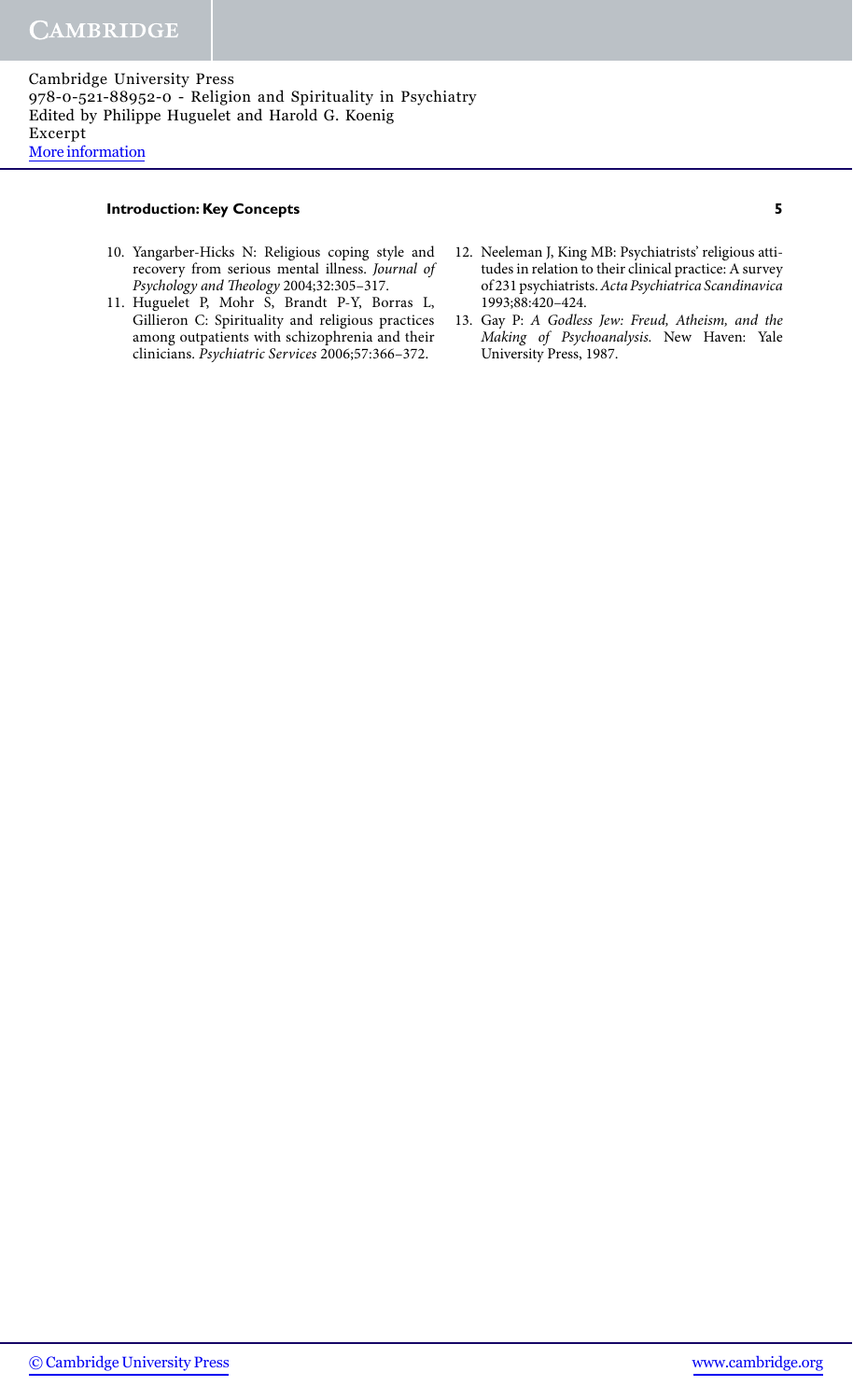10. Yangarber-Hicks N: Religious coping style and recovery from serious mental illness. *Journal of Psychology and Theology* 2004;32:305–317.
11. Huguelet P, Mohr S, Brandt P-Y, Borras L, Gillieron C: Spirituality and religious practices among outpatients with schizophrenia and their clinicians. *Psychiatric Services* 2006;57:366–372.
12. Neeleman J, King MB: Psychiatrists' religious attitudes in relation to their clinical practice: A survey of 231 psychiatrists. *Acta Psychiatrica Scandinavica* 1993;88:420–424.
13. Gay P: *A Godless Jew: Freud, Atheism, and the Making of Psychoanalysis.* New Haven: Yale University Press, 1987.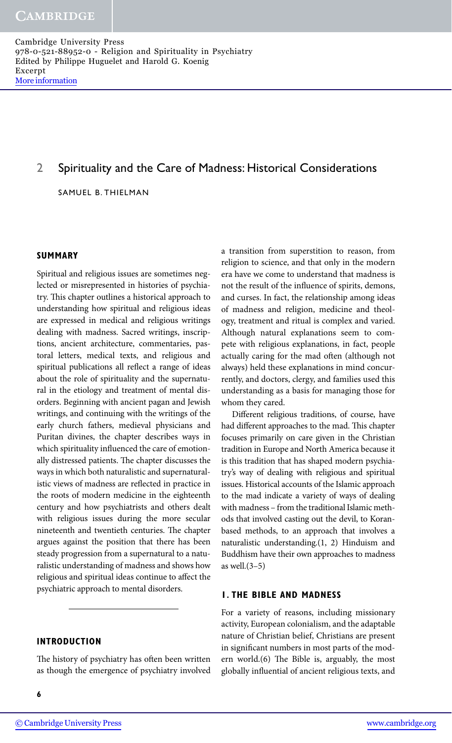# 2 Spirituality and the Care of Madness: Historical Considerations

SAMUEL B. THIELMAN

## SUMMARY

Spiritual and religious issues are sometimes neglected or misrepresented in histories of psychiatry. This chapter outlines a historical approach to understanding how spiritual and religious ideas are expressed in medical and religious writings dealing with madness. Sacred writings, inscriptions, ancient architecture, commentaries, pastoral letters, medical texts, and religious and spiritual publications all reflect a range of ideas about the role of spirituality and the supernatural in the etiology and treatment of mental disorders. Beginning with ancient pagan and Jewish writings, and continuing with the writings of the early church fathers, medieval physicians and Puritan divines, the chapter describes ways in which spirituality influenced the care of emotionally distressed patients. The chapter discusses the ways in which both naturalistic and supernaturalistic views of madness are reflected in practice in the roots of modern medicine in the eighteenth century and how psychiatrists and others dealt with religious issues during the more secular nineteenth and twentieth centuries. The chapter argues against the position that there has been steady progression from a supernatural to a naturalistic understanding of madness and shows how religious and spiritual ideas continue to affect the psychiatric approach to mental disorders.

## INTRODUCTION

The history of psychiatry has often been written as though the emergence of psychiatry involved a transition from superstition to reason, from religion to science, and that only in the modern era have we come to understand that madness is not the result of the influence of spirits, demons, and curses. In fact, the relationship among ideas of madness and religion, medicine and theology, treatment and ritual is complex and varied. Although natural explanations seem to compete with religious explanations, in fact, people actually caring for the mad often (although not always) held these explanations in mind concurrently, and doctors, clergy, and families used this understanding as a basis for managing those for whom they cared.

Different religious traditions, of course, have had different approaches to the mad. This chapter focuses primarily on care given in the Christian tradition in Europe and North America because it is this tradition that has shaped modern psychiatry's way of dealing with religious and spiritual issues. Historical accounts of the Islamic approach to the mad indicate a variety of ways of dealing with madness – from the traditional Islamic methods that involved casting out the devil, to Koran-based methods, to an approach that involves a naturalistic understanding.(1, 2) Hinduism and Buddhism have their own approaches to madness as well.(3–5)

## I. THE BIBLE AND MADNESS

For a variety of reasons, including missionary activity, European colonialism, and the adaptable nature of Christian belief, Christians are present in significant numbers in most parts of the modern world.(6) The Bible is, arguably, the most globally influential of ancient religious texts, and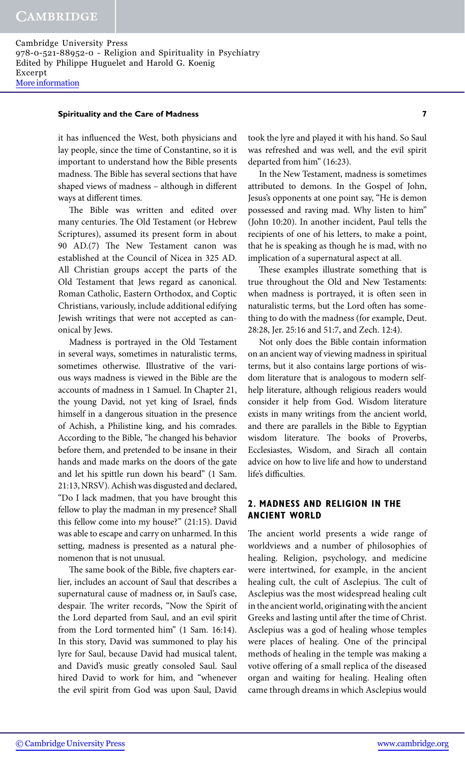it has influenced the West, both physicians and lay people, since the time of Constantine, so it is important to understand how the Bible presents madness. The Bible has several sections that have shaped views of madness – although in different ways at different times.

The Bible was written and edited over many centuries. The Old Testament (or Hebrew Scriptures), assumed its present form in about 90 AD.(7) The New Testament canon was established at the Council of Nicea in 325 AD. All Christian groups accept the parts of the Old Testament that Jews regard as canonical. Roman Catholic, Eastern Orthodox, and Coptic Christians, variously, include additional edifying Jewish writings that were not accepted as canonical by Jews.

Madness is portrayed in the Old Testament in several ways, sometimes in naturalistic terms, sometimes otherwise. Illustrative of the various ways madness is viewed in the Bible are the accounts of madness in 1 Samuel. In Chapter 21, the young David, not yet king of Israel, finds himself in a dangerous situation in the presence of Achish, a Philistine king, and his comrades. According to the Bible, "he changed his behavior before them, and pretended to be insane in their hands and made marks on the doors of the gate and let his spittle run down his beard" (1 Sam. 21:13, NRSV). Achish was disgusted and declared, "Do I lack madmen, that you have brought this fellow to play the madman in my presence? Shall this fellow come into my house?" (21:15). David was able to escape and carry on unharmed. In this setting, madness is presented as a natural phenomenon that is not unusual.

The same book of the Bible, five chapters earlier, includes an account of Saul that describes a supernatural cause of madness or, in Saul's case, despair. The writer records, "Now the Spirit of the Lord departed from Saul, and an evil spirit from the Lord tormented him" (1 Sam. 16:14). In this story, David was summoned to play his lyre for Saul, because David had musical talent, and David's music greatly consoled Saul. Saul hired David to work for him, and "whenever the evil spirit from God was upon Saul, David took the lyre and played it with his hand. So Saul was refreshed and was well, and the evil spirit departed from him" (16:23).

In the New Testament, madness is sometimes attributed to demons. In the Gospel of John, Jesus's opponents at one point say, "He is demon possessed and raving mad. Why listen to him" (John 10:20). In another incident, Paul tells the recipients of one of his letters, to make a point, that he is speaking as though he is mad, with no implication of a supernatural aspect at all.

These examples illustrate something that is true throughout the Old and New Testaments: when madness is portrayed, it is often seen in naturalistic terms, but the Lord often has something to do with the madness (for example, Deut. 28:28, Jer. 25:16 and 51:7, and Zech. 12:4).

Not only does the Bible contain information on an ancient way of viewing madness in spiritual terms, but it also contains large portions of wisdom literature that is analogous to modern self-help literature, although religious readers would consider it help from God. Wisdom literature exists in many writings from the ancient world, and there are parallels in the Bible to Egyptian wisdom literature. The books of Proverbs, Ecclesiastes, Wisdom, and Sirach all contain advice on how to live life and how to understand life's difficulties.

## 2. MADNESS AND RELIGION IN THE ANCIENT WORLD

The ancient world presents a wide range of worldviews and a number of philosophies of healing. Religion, psychology, and medicine were intertwined, for example, in the ancient healing cult, the cult of Asclepius. The cult of Asclepius was the most widespread healing cult in the ancient world, originating with the ancient Greeks and lasting until after the time of Christ. Asclepius was a god of healing whose temples were places of healing. One of the principal methods of healing in the temple was making a votive offering of a small replica of the diseased organ and waiting for healing. Healing often came through dreams in which Asclepius would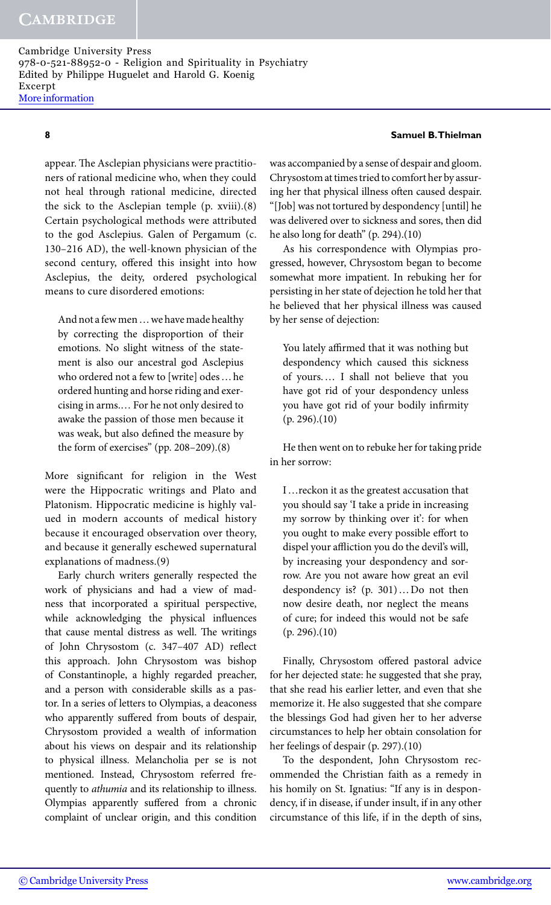appear. The Asclepian physicians were practitioners of rational medicine who, when they could not heal through rational medicine, directed the sick to the Asclepian temple (p. xviii).(8) Certain psychological methods were attributed to the god Asclepius. Galen of Pergamum (c. 130–216 AD), the well-known physician of the second century, offered this insight into how Asclepius, the deity, ordered psychological means to cure disordered emotions:

> And not a few men … we have made healthy by correcting the disproportion of their emotions. No slight witness of the statement is also our ancestral god Asclepius who ordered not a few to [write] odes … he ordered hunting and horse riding and exercising in arms.… For he not only desired to awake the passion of those men because it was weak, but also defined the measure by the form of exercises" (pp. 208–209).(8)

More significant for religion in the West were the Hippocratic writings and Plato and Platonism. Hippocratic medicine is highly valued in modern accounts of medical history because it encouraged observation over theory, and because it generally eschewed supernatural explanations of madness.(9)

Early church writers generally respected the work of physicians and had a view of madness that incorporated a spiritual perspective, while acknowledging the physical influences that cause mental distress as well. The writings of John Chrysostom (c. 347–407 AD) reflect this approach. John Chrysostom was bishop of Constantinople, a highly regarded preacher, and a person with considerable skills as a pastor. In a series of letters to Olympias, a deaconess who apparently suffered from bouts of despair, Chrysostom provided a wealth of information about his views on despair and its relationship to physical illness. Melancholia per se is not mentioned. Instead, Chrysostom referred frequently to *athumia* and its relationship to illness. Olympias apparently suffered from a chronic complaint of unclear origin, and this condition was accompanied by a sense of despair and gloom. Chrysostom at times tried to comfort her by assuring her that physical illness often caused despair. "[Job] was not tortured by despondency [until] he was delivered over to sickness and sores, then did he also long for death" (p. 294).(10)

As his correspondence with Olympias progressed, however, Chrysostom began to become somewhat more impatient. In rebuking her for persisting in her state of dejection he told her that he believed that her physical illness was caused by her sense of dejection:

> You lately affirmed that it was nothing but despondency which caused this sickness of yours.… I shall not believe that you have got rid of your despondency unless you have got rid of your bodily infirmity (p. 296).(10)

He then went on to rebuke her for taking pride in her sorrow:

> I …reckon it as the greatest accusation that you should say 'I take a pride in increasing my sorrow by thinking over it': for when you ought to make every possible effort to dispel your affliction you do the devil's will, by increasing your despondency and sorrow. Are you not aware how great an evil despondency is? (p. 301) … Do not then now desire death, nor neglect the means of cure; for indeed this would not be safe (p. 296).(10)

Finally, Chrysostom offered pastoral advice for her dejected state: he suggested that she pray, that she read his earlier letter, and even that she memorize it. He also suggested that she compare the blessings God had given her to her adverse circumstances to help her obtain consolation for her feelings of despair (p. 297).(10)

To the despondent, John Chrysostom recommended the Christian faith as a remedy in his homily on St. Ignatius: "If any is in despondency, if in disease, if under insult, if in any other circumstance of this life, if in the depth of sins,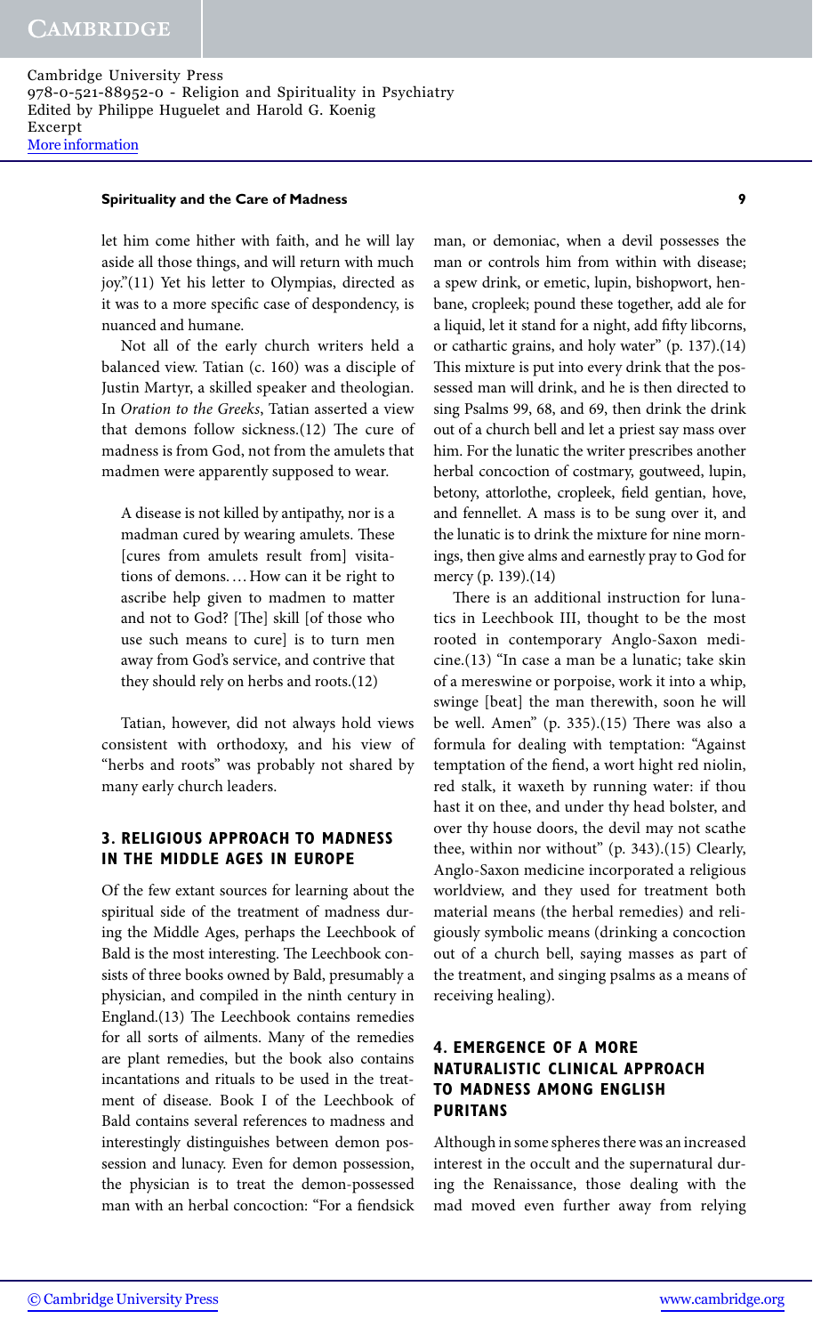let him come hither with faith, and he will lay aside all those things, and will return with much joy."(11) Yet his letter to Olympias, directed as it was to a more specific case of despondency, is nuanced and humane.

Not all of the early church writers held a balanced view. Tatian (c. 160) was a disciple of Justin Martyr, a skilled speaker and theologian. In *Oration to the Greeks*, Tatian asserted a view that demons follow sickness.(12) The cure of madness is from God, not from the amulets that madmen were apparently supposed to wear.

> A disease is not killed by antipathy, nor is a madman cured by wearing amulets. These [cures from amulets result from] visitations of demons. … How can it be right to ascribe help given to madmen to matter and not to God? [The] skill [of those who use such means to cure] is to turn men away from God's service, and contrive that they should rely on herbs and roots.(12)

Tatian, however, did not always hold views consistent with orthodoxy, and his view of "herbs and roots" was probably not shared by many early church leaders.

## 3. RELIGIOUS APPROACH TO MADNESS IN THE MIDDLE AGES IN EUROPE

Of the few extant sources for learning about the spiritual side of the treatment of madness during the Middle Ages, perhaps the Leechbook of Bald is the most interesting. The Leechbook consists of three books owned by Bald, presumably a physician, and compiled in the ninth century in England.(13) The Leechbook contains remedies for all sorts of ailments. Many of the remedies are plant remedies, but the book also contains incantations and rituals to be used in the treatment of disease. Book I of the Leechbook of Bald contains several references to madness and interestingly distinguishes between demon possession and lunacy. Even for demon possession, the physician is to treat the demon-possessed man with an herbal concoction: "For a fiendsick man, or demoniac, when a devil possesses the man or controls him from within with disease; a spew drink, or emetic, lupin, bishopwort, henbane, cropleek; pound these together, add ale for a liquid, let it stand for a night, add fifty libcorns, or cathartic grains, and holy water" (p. 137).(14) This mixture is put into every drink that the possessed man will drink, and he is then directed to sing Psalms 99, 68, and 69, then drink the drink out of a church bell and let a priest say mass over him. For the lunatic the writer prescribes another herbal concoction of costmary, goutweed, lupin, betony, attorlothe, cropleek, field gentian, hove, and fennellet. A mass is to be sung over it, and the lunatic is to drink the mixture for nine mornings, then give alms and earnestly pray to God for mercy (p. 139).(14)

There is an additional instruction for lunatics in Leechbook III, thought to be the most rooted in contemporary Anglo-Saxon medicine.(13) "In case a man be a lunatic; take skin of a mereswine or porpoise, work it into a whip, swinge [beat] the man therewith, soon he will be well. Amen" (p. 335).(15) There was also a formula for dealing with temptation: "Against temptation of the fiend, a wort hight red niolin, red stalk, it waxeth by running water: if thou hast it on thee, and under thy head bolster, and over thy house doors, the devil may not scathe thee, within nor without" (p. 343).(15) Clearly, Anglo-Saxon medicine incorporated a religious worldview, and they used for treatment both material means (the herbal remedies) and religiously symbolic means (drinking a concoction out of a church bell, saying masses as part of the treatment, and singing psalms as a means of receiving healing).

## 4. EMERGENCE OF A MORE NATURALISTIC CLINICAL APPROACH TO MADNESS AMONG ENGLISH PURITANS

Although in some spheres there was an increased interest in the occult and the supernatural during the Renaissance, those dealing with the mad moved even further away from relying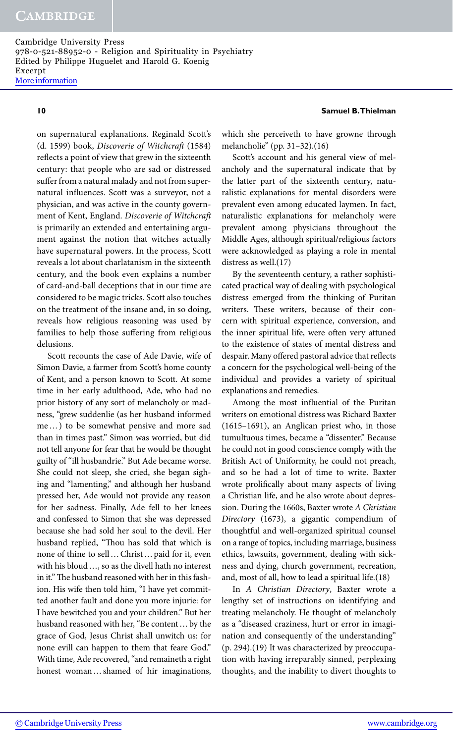on supernatural explanations. Reginald Scott's (d. 1599) book, *Discoverie of Witchcraft* (1584) reflects a point of view that grew in the sixteenth century: that people who are sad or distressed suffer from a natural malady and not from supernatural influences. Scott was a surveyor, not a physician, and was active in the county government of Kent, England. *Discoverie of Witchcraft* is primarily an extended and entertaining argument against the notion that witches actually have supernatural powers. In the process, Scott reveals a lot about charlatanism in the sixteenth century, and the book even explains a number of card-and-ball deceptions that in our time are considered to be magic tricks. Scott also touches on the treatment of the insane and, in so doing, reveals how religious reasoning was used by families to help those suffering from religious delusions.

Scott recounts the case of Ade Davie, wife of Simon Davie, a farmer from Scott's home county of Kent, and a person known to Scott. At some time in her early adulthood, Ade, who had no prior history of any sort of melancholy or madness, "grew suddenlie (as her husband informed me ... ) to be somewhat pensive and more sad than in times past." Simon was worried, but did not tell anyone for fear that he would be thought guilty of "ill husbandrie." But Ade became worse. She could not sleep, she cried, she began sighing and "lamenting," and although her husband pressed her, Ade would not provide any reason for her sadness. Finally, Ade fell to her knees and confessed to Simon that she was depressed because she had sold her soul to the devil. Her husband replied, "Thou has sold that which is none of thine to sell ... Christ ... paid for it, even with his bloud ..., so as the divell hath no interest in it." The husband reasoned with her in this fashion. His wife then told him, "I have yet committed another fault and done you more injurie: for I have bewitched you and your children." But her husband reasoned with her, "Be content ... by the grace of God, Jesus Christ shall unwitch us: for none evill can happen to them that feare God." With time, Ade recovered, "and remaineth a right honest woman ... shamed of hir imaginations, which she perceiveth to have growne through melancholie" (pp. 31–32).(16)

Scott's account and his general view of melancholy and the supernatural indicate that by the latter part of the sixteenth century, naturalistic explanations for mental disorders were prevalent even among educated laymen. In fact, naturalistic explanations for melancholy were prevalent among physicians throughout the Middle Ages, although spiritual/religious factors were acknowledged as playing a role in mental distress as well.(17)

By the seventeenth century, a rather sophisticated practical way of dealing with psychological distress emerged from the thinking of Puritan writers. These writers, because of their concern with spiritual experience, conversion, and the inner spiritual life, were often very attuned to the existence of states of mental distress and despair. Many offered pastoral advice that reflects a concern for the psychological well-being of the individual and provides a variety of spiritual explanations and remedies.

Among the most influential of the Puritan writers on emotional distress was Richard Baxter (1615–1691), an Anglican priest who, in those tumultuous times, became a "dissenter." Because he could not in good conscience comply with the British Act of Uniformity, he could not preach, and so he had a lot of time to write. Baxter wrote prolifically about many aspects of living a Christian life, and he also wrote about depression. During the 1660s, Baxter wrote *A Christian Directory* (1673), a gigantic compendium of thoughtful and well-organized spiritual counsel on a range of topics, including marriage, business ethics, lawsuits, government, dealing with sickness and dying, church government, recreation, and, most of all, how to lead a spiritual life.(18)

In *A Christian Directory*, Baxter wrote a lengthy set of instructions on identifying and treating melancholy. He thought of melancholy as a "diseased craziness, hurt or error in imagination and consequently of the understanding" (p. 294).(19) It was characterized by preoccupation with having irreparably sinned, perplexing thoughts, and the inability to divert thoughts to